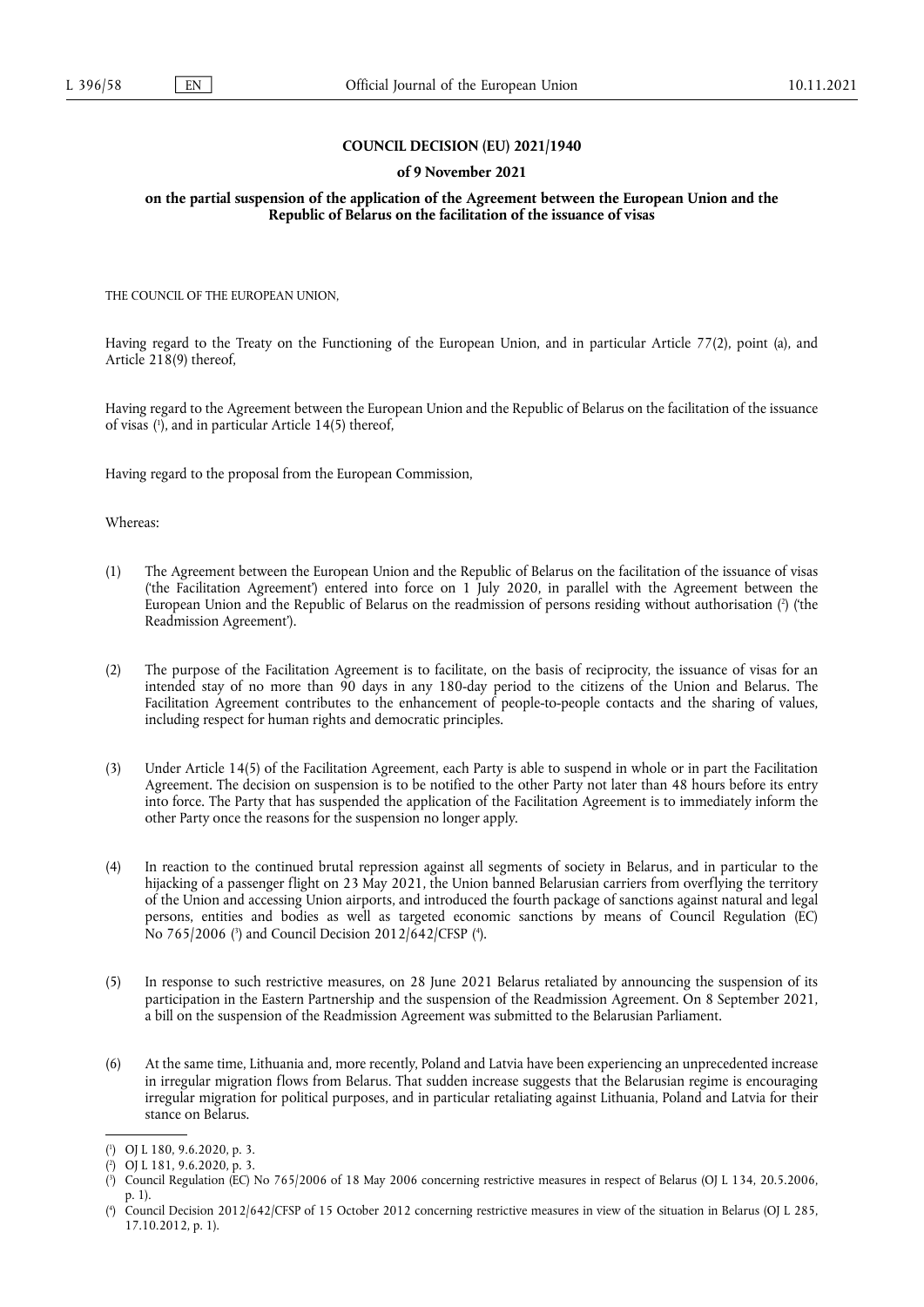**COUNCIL DECISION (EU) 2021/1940**

**of 9 November 2021**

**on the partial suspension of the application of the Agreement between the European Union and the Republic of Belarus on the facilitation of the issuance of visas**

THE COUNCIL OF THE EUROPEAN UNION,

Having regard to the Treaty on the Functioning of the European Union, and in particular Article 77(2), point (a), and Article 218(9) thereof,

Having regard to the Agreement between the European Union and the Republic of Belarus on the facilitation of the issuance of visas ([1]), and in particular Article 14(5) thereof,

Having regard to the proposal from the European Commission,

Whereas:

(1) The Agreement between the European Union and the Republic of Belarus on the facilitation of the issuance of visas ('the Facilitation Agreement') entered into force on 1 July 2020, in parallel with the Agreement between the European Union and the Republic of Belarus on the readmission of persons residing without authorisation ([2]) ('the Readmission Agreement').

(2) The purpose of the Facilitation Agreement is to facilitate, on the basis of reciprocity, the issuance of visas for an intended stay of no more than 90 days in any 180-day period to the citizens of the Union and Belarus. The Facilitation Agreement contributes to the enhancement of people-to-people contacts and the sharing of values, including respect for human rights and democratic principles.

(3) Under Article 14(5) of the Facilitation Agreement, each Party is able to suspend in whole or in part the Facilitation Agreement. The decision on suspension is to be notified to the other Party not later than 48 hours before its entry into force. The Party that has suspended the application of the Facilitation Agreement is to immediately inform the other Party once the reasons for the suspension no longer apply.

(4) In reaction to the continued brutal repression against all segments of society in Belarus, and in particular to the hijacking of a passenger flight on 23 May 2021, the Union banned Belarusian carriers from overflying the territory of the Union and accessing Union airports, and introduced the fourth package of sanctions against natural and legal persons, entities and bodies as well as targeted economic sanctions by means of Council Regulation (EC) No 765/2006 ([3]) and Council Decision 2012/642/CFSP ([4]).

(5) In response to such restrictive measures, on 28 June 2021 Belarus retaliated by announcing the suspension of its participation in the Eastern Partnership and the suspension of the Readmission Agreement. On 8 September 2021, a bill on the suspension of the Readmission Agreement was submitted to the Belarusian Parliament.

(6) At the same time, Lithuania and, more recently, Poland and Latvia have been experiencing an unprecedented increase in irregular migration flows from Belarus. That sudden increase suggests that the Belarusian regime is encouraging irregular migration for political purposes, and in particular retaliating against Lithuania, Poland and Latvia for their stance on Belarus.

---

([1]) OJ L 180, 9.6.2020, p. 3.

([2]) OJ L 181, 9.6.2020, p. 3.

([3]) Council Regulation (EC) No 765/2006 of 18 May 2006 concerning restrictive measures in respect of Belarus (OJ L 134, 20.5.2006, p. 1).

([4]) Council Decision 2012/642/CFSP of 15 October 2012 concerning restrictive measures in view of the situation in Belarus (OJ L 285, 17.10.2012, p. 1).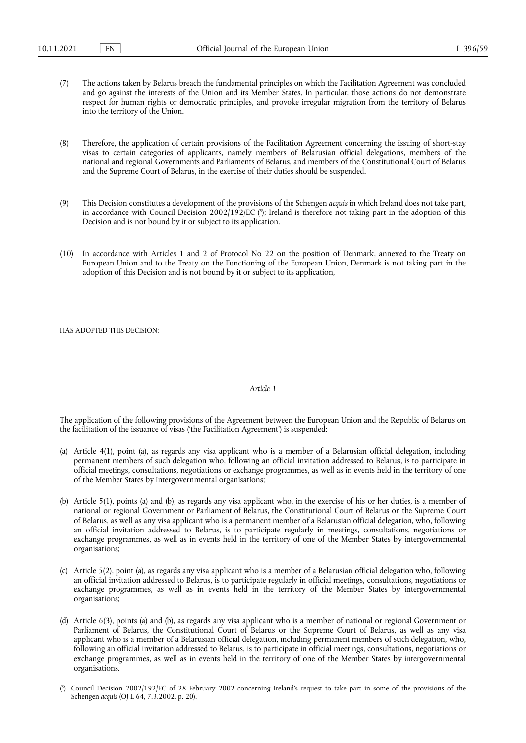(7) The actions taken by Belarus breach the fundamental principles on which the Facilitation Agreement was concluded and go against the interests of the Union and its Member States. In particular, those actions do not demonstrate respect for human rights or democratic principles, and provoke irregular migration from the territory of Belarus into the territory of the Union.

(8) Therefore, the application of certain provisions of the Facilitation Agreement concerning the issuing of short-stay visas to certain categories of applicants, namely members of Belarusian official delegations, members of the national and regional Governments and Parliaments of Belarus, and members of the Constitutional Court of Belarus and the Supreme Court of Belarus, in the exercise of their duties should be suspended.

(9) This Decision constitutes a development of the provisions of the Schengen *acquis* in which Ireland does not take part, in accordance with Council Decision 2002/192/EC [5]; Ireland is therefore not taking part in the adoption of this Decision and is not bound by it or subject to its application.

(10) In accordance with Articles 1 and 2 of Protocol No 22 on the position of Denmark, annexed to the Treaty on European Union and to the Treaty on the Functioning of the European Union, Denmark is not taking part in the adoption of this Decision and is not bound by it or subject to its application,

HAS ADOPTED THIS DECISION:

*Article 1*

The application of the following provisions of the Agreement between the European Union and the Republic of Belarus on the facilitation of the issuance of visas ('the Facilitation Agreement') is suspended:

(a) Article 4(1), point (a), as regards any visa applicant who is a member of a Belarusian official delegation, including permanent members of such delegation who, following an official invitation addressed to Belarus, is to participate in official meetings, consultations, negotiations or exchange programmes, as well as in events held in the territory of one of the Member States by intergovernmental organisations;

(b) Article 5(1), points (a) and (b), as regards any visa applicant who, in the exercise of his or her duties, is a member of national or regional Government or Parliament of Belarus, the Constitutional Court of Belarus or the Supreme Court of Belarus, as well as any visa applicant who is a permanent member of a Belarusian official delegation, who, following an official invitation addressed to Belarus, is to participate regularly in meetings, consultations, negotiations or exchange programmes, as well as in events held in the territory of one of the Member States by intergovernmental organisations;

(c) Article 5(2), point (a), as regards any visa applicant who is a member of a Belarusian official delegation who, following an official invitation addressed to Belarus, is to participate regularly in official meetings, consultations, negotiations or exchange programmes, as well as in events held in the territory of the Member States by intergovernmental organisations;

(d) Article 6(3), points (a) and (b), as regards any visa applicant who is a member of national or regional Government or Parliament of Belarus, the Constitutional Court of Belarus or the Supreme Court of Belarus, as well as any visa applicant who is a member of a Belarusian official delegation, including permanent members of such delegation, who, following an official invitation addressed to Belarus, is to participate in official meetings, consultations, negotiations or exchange programmes, as well as in events held in the territory of one of the Member States by intergovernmental organisations.

---

[5] Council Decision 2002/192/EC of 28 February 2002 concerning Ireland's request to take part in some of the provisions of the Schengen *acquis* (OJ L 64, 7.3.2002, p. 20).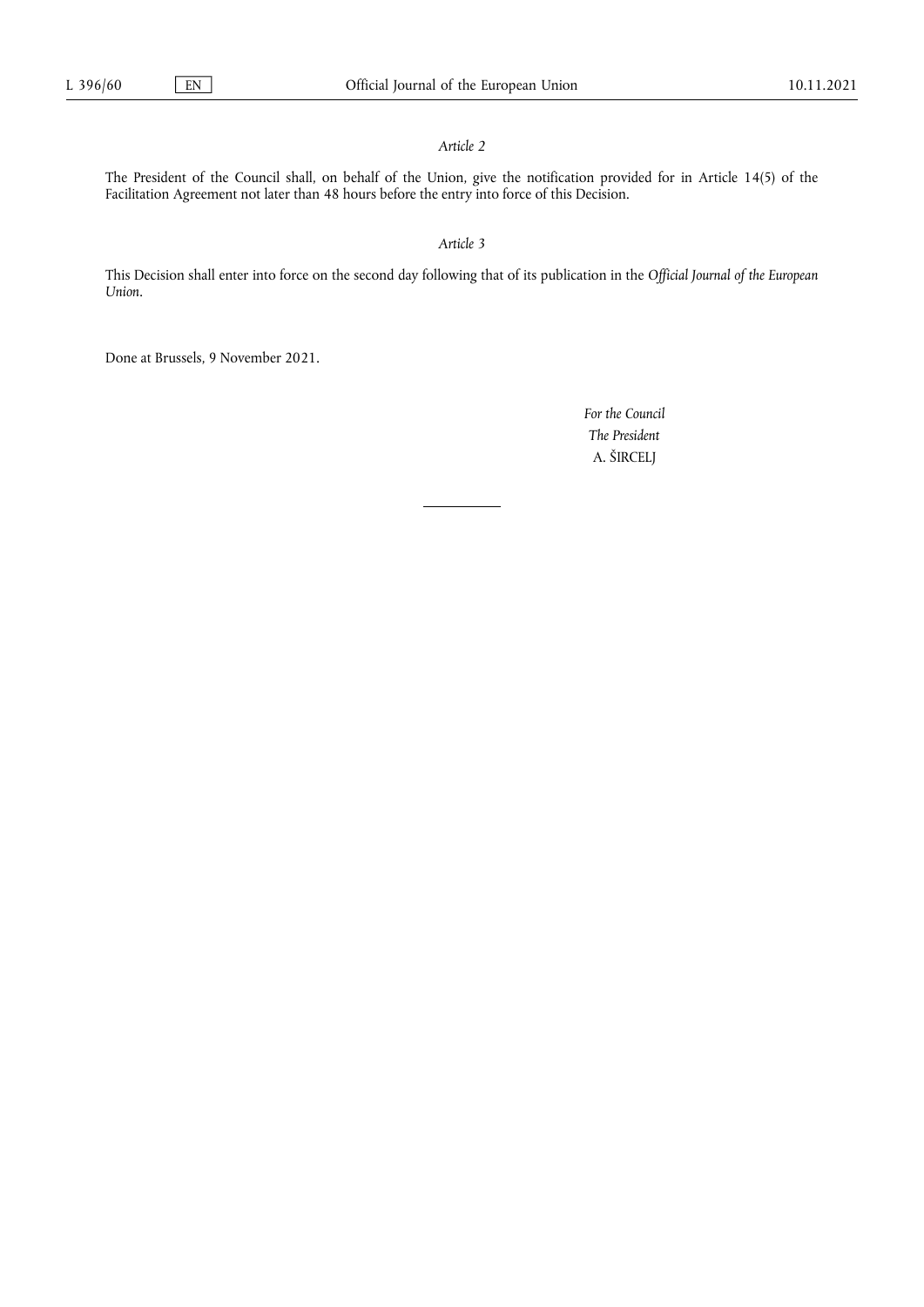*Article 2*

The President of the Council shall, on behalf of the Union, give the notification provided for in Article 14(5) of the Facilitation Agreement not later than 48 hours before the entry into force of this Decision.

*Article 3*

This Decision shall enter into force on the second day following that of its publication in the *Official Journal of the European Union*.

Done at Brussels, 9 November 2021.

*For the Council*

*The President*

A. ŠIRCELJ